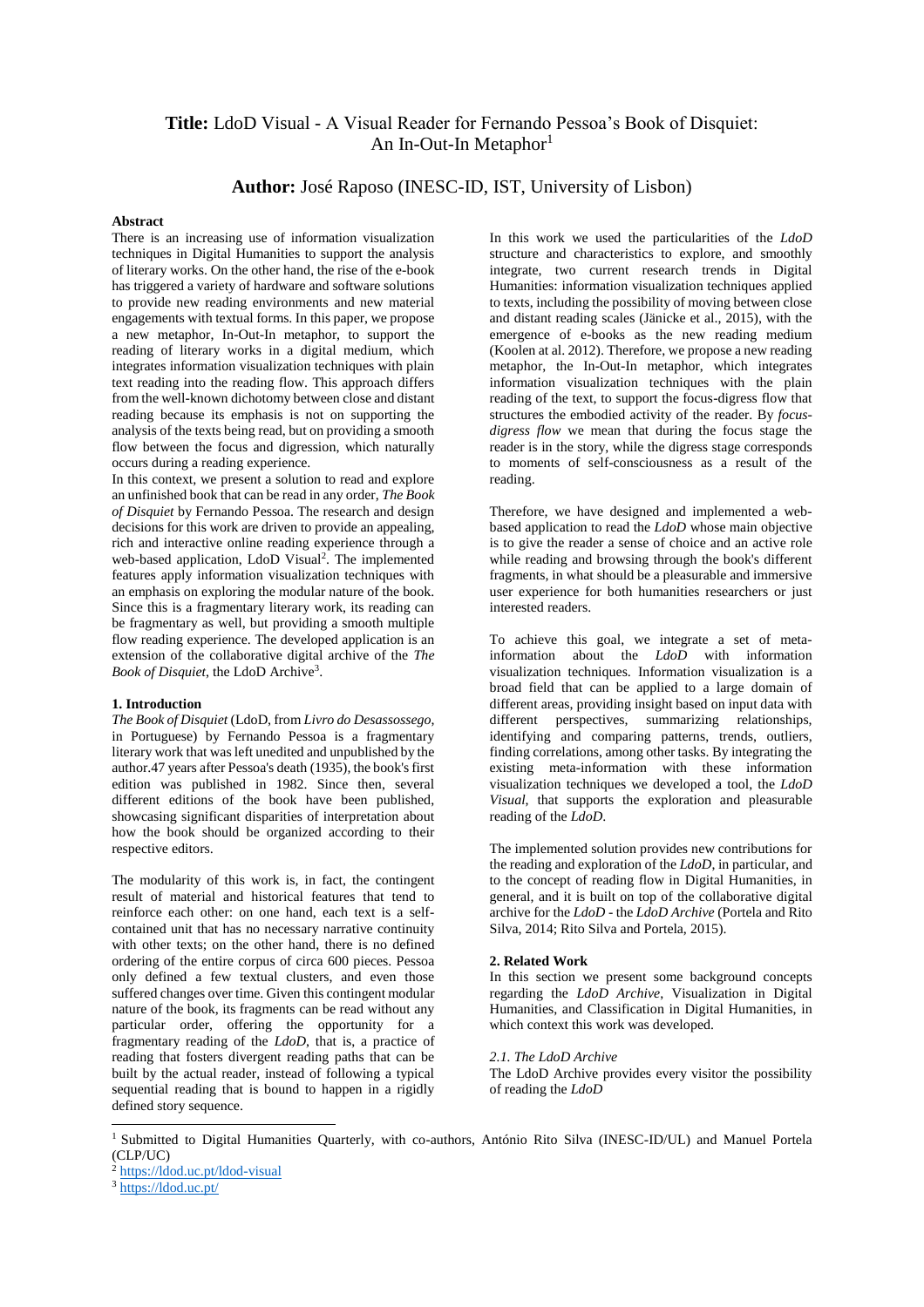**Title:** LdoD Visual - A Visual Reader for Fernando Pessoa's Book of Disquiet: An In-Out-In Metaphor[1]

**Author:** José Raposo (INESC-ID, IST, University of Lisbon)

**Abstract**

There is an increasing use of information visualization techniques in Digital Humanities to support the analysis of literary works. On the other hand, the rise of the e-book has triggered a variety of hardware and software solutions to provide new reading environments and new material engagements with textual forms. In this paper, we propose a new metaphor, In-Out-In metaphor, to support the reading of literary works in a digital medium, which integrates information visualization techniques with plain text reading into the reading flow. This approach differs from the well-known dichotomy between close and distant reading because its emphasis is not on supporting the analysis of the texts being read, but on providing a smooth flow between the focus and digression, which naturally occurs during a reading experience.

In this context, we present a solution to read and explore an unfinished book that can be read in any order, *The Book of Disquiet* by Fernando Pessoa. The research and design decisions for this work are driven to provide an appealing, rich and interactive online reading experience through a web-based application, LdoD Visual[2]. The implemented features apply information visualization techniques with an emphasis on exploring the modular nature of the book. Since this is a fragmentary literary work, its reading can be fragmentary as well, but providing a smooth multiple flow reading experience. The developed application is an extension of the collaborative digital archive of the *The Book of Disquiet*, the LdoD Archive[3].

**1. Introduction**

*The Book of Disquiet* (LdoD, from *Livro do Desassossego*, in Portuguese) by Fernando Pessoa is a fragmentary literary work that was left unedited and unpublished by the author.47 years after Pessoa's death (1935), the book's first edition was published in 1982. Since then, several different editions of the book have been published, showcasing significant disparities of interpretation about how the book should be organized according to their respective editors.

The modularity of this work is, in fact, the contingent result of material and historical features that tend to reinforce each other: on one hand, each text is a self-contained unit that has no necessary narrative continuity with other texts; on the other hand, there is no defined ordering of the entire corpus of circa 600 pieces. Pessoa only defined a few textual clusters, and even those suffered changes over time. Given this contingent modular nature of the book, its fragments can be read without any particular order, offering the opportunity for a fragmentary reading of the *LdoD*, that is, a practice of reading that fosters divergent reading paths that can be built by the actual reader, instead of following a typical sequential reading that is bound to happen in a rigidly defined story sequence.

In this work we used the particularities of the *LdoD* structure and characteristics to explore, and smoothly integrate, two current research trends in Digital Humanities: information visualization techniques applied to texts, including the possibility of moving between close and distant reading scales (Jänicke et al., 2015), with the emergence of e-books as the new reading medium (Koolen at al. 2012). Therefore, we propose a new reading metaphor, the In-Out-In metaphor, which integrates information visualization techniques with the plain reading of the text, to support the focus-digress flow that structures the embodied activity of the reader. By *focus-digress flow* we mean that during the focus stage the reader is in the story, while the digress stage corresponds to moments of self-consciousness as a result of the reading.

Therefore, we have designed and implemented a web-based application to read the *LdoD* whose main objective is to give the reader a sense of choice and an active role while reading and browsing through the book's different fragments, in what should be a pleasurable and immersive user experience for both humanities researchers or just interested readers.

To achieve this goal, we integrate a set of meta-information about the *LdoD* with information visualization techniques. Information visualization is a broad field that can be applied to a large domain of different areas, providing insight based on input data with different perspectives, summarizing relationships, identifying and comparing patterns, trends, outliers, finding correlations, among other tasks. By integrating the existing meta-information with these information visualization techniques we developed a tool, the *LdoD Visual*, that supports the exploration and pleasurable reading of the *LdoD*.

The implemented solution provides new contributions for the reading and exploration of the *LdoD*, in particular, and to the concept of reading flow in Digital Humanities, in general, and it is built on top of the collaborative digital archive for the *LdoD* - the *LdoD Archive* (Portela and Rito Silva, 2014; Rito Silva and Portela, 2015).

**2. Related Work**

In this section we present some background concepts regarding the *LdoD Archive*, Visualization in Digital Humanities, and Classification in Digital Humanities, in which context this work was developed.

*2.1. The LdoD Archive*

The LdoD Archive provides every visitor the possibility of reading the *LdoD*

[1] Submitted to Digital Humanities Quarterly, with co-authors, António Rito Silva (INESC-ID/UL) and Manuel Portela (CLP/UC)

[2] https://ldod.uc.pt/ldod-visual

[3] https://ldod.uc.pt/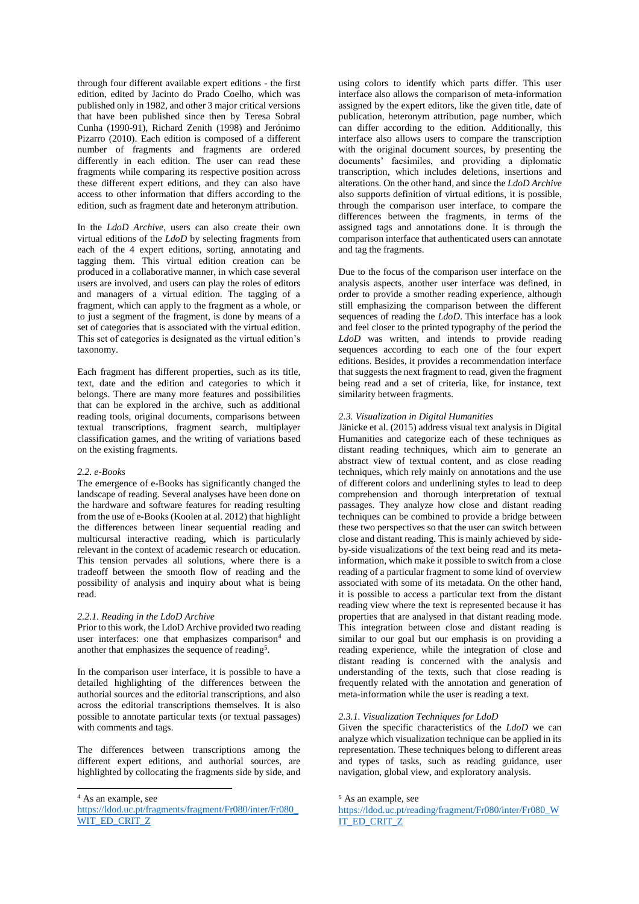through four different available expert editions - the first edition, edited by Jacinto do Prado Coelho, which was published only in 1982, and other 3 major critical versions that have been published since then by Teresa Sobral Cunha (1990-91), Richard Zenith (1998) and Jerónimo Pizarro (2010). Each edition is composed of a different number of fragments and fragments are ordered differently in each edition. The user can read these fragments while comparing its respective position across these different expert editions, and they can also have access to other information that differs according to the edition, such as fragment date and heteronym attribution.

In the *LdoD Archive*, users can also create their own virtual editions of the *LdoD* by selecting fragments from each of the 4 expert editions, sorting, annotating and tagging them. This virtual edition creation can be produced in a collaborative manner, in which case several users are involved, and users can play the roles of editors and managers of a virtual edition. The tagging of a fragment, which can apply to the fragment as a whole, or to just a segment of the fragment, is done by means of a set of categories that is associated with the virtual edition. This set of categories is designated as the virtual edition's taxonomy.

Each fragment has different properties, such as its title, text, date and the edition and categories to which it belongs. There are many more features and possibilities that can be explored in the archive, such as additional reading tools, original documents, comparisons between textual transcriptions, fragment search, multiplayer classification games, and the writing of variations based on the existing fragments.

### *2.2. e-Books*

The emergence of e-Books has significantly changed the landscape of reading. Several analyses have been done on the hardware and software features for reading resulting from the use of e-Books (Koolen at al. 2012) that highlight the differences between linear sequential reading and multicursal interactive reading, which is particularly relevant in the context of academic research or education. This tension pervades all solutions, where there is a tradeoff between the smooth flow of reading and the possibility of analysis and inquiry about what is being read.

#### *2.2.1. Reading in the LdoD Archive*

Prior to this work, the LdoD Archive provided two reading user interfaces: one that emphasizes comparison[4] and another that emphasizes the sequence of reading[5].

In the comparison user interface, it is possible to have a detailed highlighting of the differences between the authorial sources and the editorial transcriptions, and also across the editorial transcriptions themselves. It is also possible to annotate particular texts (or textual passages) with comments and tags.

The differences between transcriptions among the different expert editions, and authorial sources, are highlighted by collocating the fragments side by side, and using colors to identify which parts differ. This user interface also allows the comparison of meta-information assigned by the expert editors, like the given title, date of publication, heteronym attribution, page number, which can differ according to the edition. Additionally, this interface also allows users to compare the transcription with the original document sources, by presenting the documents' facsimiles, and providing a diplomatic transcription, which includes deletions, insertions and alterations. On the other hand, and since the *LdoD Archive* also supports definition of virtual editions, it is possible, through the comparison user interface, to compare the differences between the fragments, in terms of the assigned tags and annotations done. It is through the comparison interface that authenticated users can annotate and tag the fragments.

Due to the focus of the comparison user interface on the analysis aspects, another user interface was defined, in order to provide a smother reading experience, although still emphasizing the comparison between the different sequences of reading the *LdoD*. This interface has a look and feel closer to the printed typography of the period the *LdoD* was written, and intends to provide reading sequences according to each one of the four expert editions. Besides, it provides a recommendation interface that suggests the next fragment to read, given the fragment being read and a set of criteria, like, for instance, text similarity between fragments.

### *2.3. Visualization in Digital Humanities*

Jänicke et al. (2015) address visual text analysis in Digital Humanities and categorize each of these techniques as distant reading techniques, which aim to generate an abstract view of textual content, and as close reading techniques, which rely mainly on annotations and the use of different colors and underlining styles to lead to deep comprehension and thorough interpretation of textual passages. They analyze how close and distant reading techniques can be combined to provide a bridge between these two perspectives so that the user can switch between close and distant reading. This is mainly achieved by side-by-side visualizations of the text being read and its meta-information, which make it possible to switch from a close reading of a particular fragment to some kind of overview associated with some of its metadata. On the other hand, it is possible to access a particular text from the distant reading view where the text is represented because it has properties that are analysed in that distant reading mode. This integration between close and distant reading is similar to our goal but our emphasis is on providing a reading experience, while the integration of close and distant reading is concerned with the analysis and understanding of the texts, such that close reading is frequently related with the annotation and generation of meta-information while the user is reading a text.

#### *2.3.1. Visualization Techniques for LdoD*

Given the specific characteristics of the *LdoD* we can analyze which visualization technique can be applied in its representation. These techniques belong to different areas and types of tasks, such as reading guidance, user navigation, global view, and exploratory analysis.

---

[4] As an example, see https://ldod.uc.pt/fragments/fragment/Fr080/inter/Fr080_WIT_ED_CRIT_Z

[5] As an example, see https://ldod.uc.pt/reading/fragment/Fr080/inter/Fr080_WIT_ED_CRIT_Z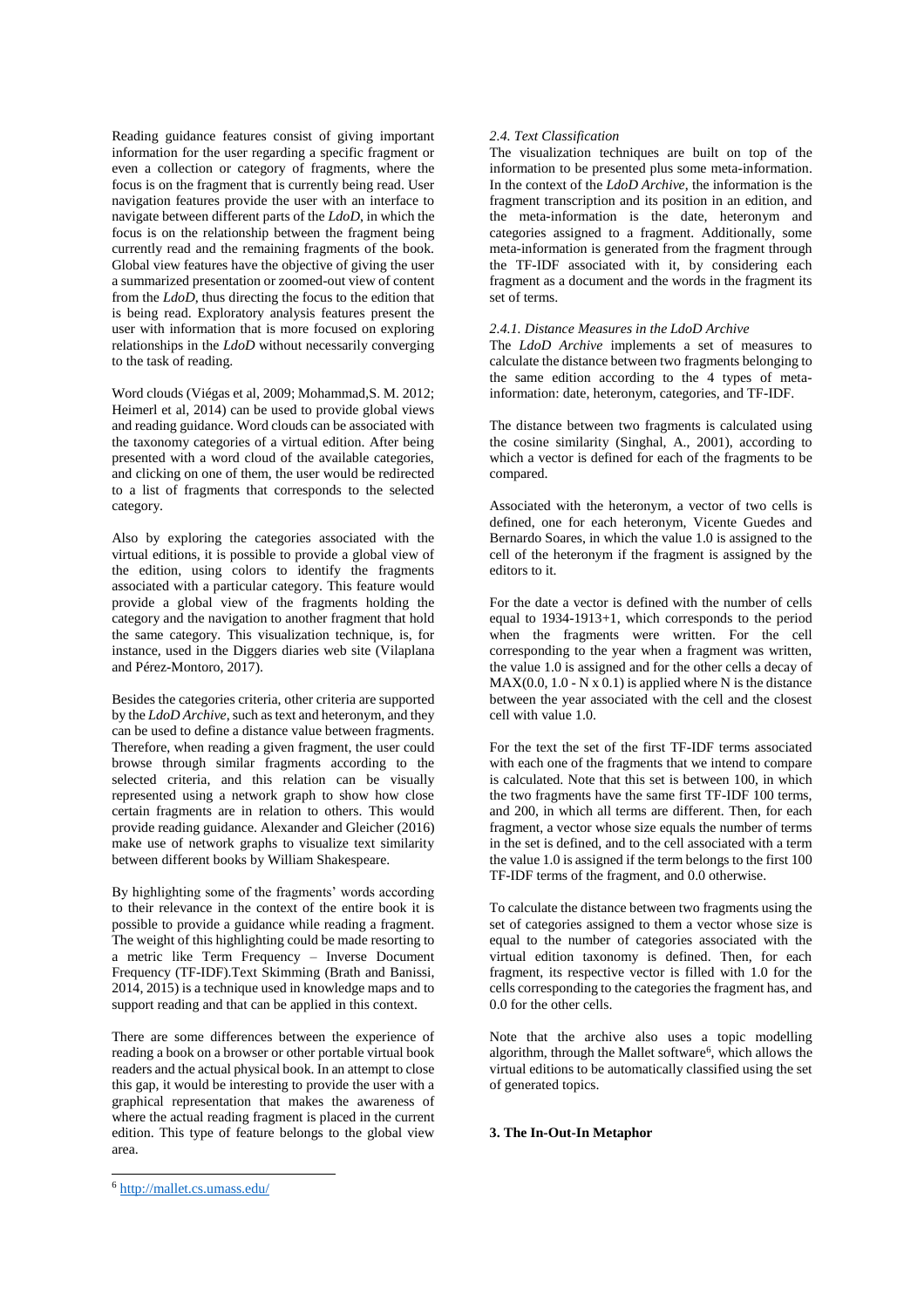Reading guidance features consist of giving important information for the user regarding a specific fragment or even a collection or category of fragments, where the focus is on the fragment that is currently being read. User navigation features provide the user with an interface to navigate between different parts of the *LdoD*, in which the focus is on the relationship between the fragment being currently read and the remaining fragments of the book. Global view features have the objective of giving the user a summarized presentation or zoomed-out view of content from the *LdoD*, thus directing the focus to the edition that is being read. Exploratory analysis features present the user with information that is more focused on exploring relationships in the *LdoD* without necessarily converging to the task of reading.

Word clouds (Viégas et al, 2009; Mohammad,S. M. 2012; Heimerl et al, 2014) can be used to provide global views and reading guidance. Word clouds can be associated with the taxonomy categories of a virtual edition. After being presented with a word cloud of the available categories, and clicking on one of them, the user would be redirected to a list of fragments that corresponds to the selected category.

Also by exploring the categories associated with the virtual editions, it is possible to provide a global view of the edition, using colors to identify the fragments associated with a particular category. This feature would provide a global view of the fragments holding the category and the navigation to another fragment that hold the same category. This visualization technique, is, for instance, used in the Diggers diaries web site (Vilaplana and Pérez-Montoro, 2017).

Besides the categories criteria, other criteria are supported by the *LdoD Archive*, such as text and heteronym, and they can be used to define a distance value between fragments. Therefore, when reading a given fragment, the user could browse through similar fragments according to the selected criteria, and this relation can be visually represented using a network graph to show how close certain fragments are in relation to others. This would provide reading guidance. Alexander and Gleicher (2016) make use of network graphs to visualize text similarity between different books by William Shakespeare.

By highlighting some of the fragments' words according to their relevance in the context of the entire book it is possible to provide a guidance while reading a fragment. The weight of this highlighting could be made resorting to a metric like Term Frequency – Inverse Document Frequency (TF-IDF).Text Skimming (Brath and Banissi, 2014, 2015) is a technique used in knowledge maps and to support reading and that can be applied in this context.

There are some differences between the experience of reading a book on a browser or other portable virtual book readers and the actual physical book. In an attempt to close this gap, it would be interesting to provide the user with a graphical representation that makes the awareness of where the actual reading fragment is placed in the current edition. This type of feature belongs to the global view area.

*2.4. Text Classification*

The visualization techniques are built on top of the information to be presented plus some meta-information. In the context of the *LdoD Archive*, the information is the fragment transcription and its position in an edition, and the meta-information is the date, heteronym and categories assigned to a fragment. Additionally, some meta-information is generated from the fragment through the TF-IDF associated with it, by considering each fragment as a document and the words in the fragment its set of terms.

*2.4.1. Distance Measures in the LdoD Archive*

The *LdoD Archive* implements a set of measures to calculate the distance between two fragments belonging to the same edition according to the 4 types of meta-information: date, heteronym, categories, and TF-IDF.

The distance between two fragments is calculated using the cosine similarity (Singhal, A., 2001), according to which a vector is defined for each of the fragments to be compared.

Associated with the heteronym, a vector of two cells is defined, one for each heteronym, Vicente Guedes and Bernardo Soares, in which the value 1.0 is assigned to the cell of the heteronym if the fragment is assigned by the editors to it.

For the date a vector is defined with the number of cells equal to 1934-1913+1, which corresponds to the period when the fragments were written. For the cell corresponding to the year when a fragment was written, the value 1.0 is assigned and for the other cells a decay of MAX(0.0, 1.0 - N x 0.1) is applied where N is the distance between the year associated with the cell and the closest cell with value 1.0.

For the text the set of the first TF-IDF terms associated with each one of the fragments that we intend to compare is calculated. Note that this set is between 100, in which the two fragments have the same first TF-IDF 100 terms, and 200, in which all terms are different. Then, for each fragment, a vector whose size equals the number of terms in the set is defined, and to the cell associated with a term the value 1.0 is assigned if the term belongs to the first 100 TF-IDF terms of the fragment, and 0.0 otherwise.

To calculate the distance between two fragments using the set of categories assigned to them a vector whose size is equal to the number of categories associated with the virtual edition taxonomy is defined. Then, for each fragment, its respective vector is filled with 1.0 for the cells corresponding to the categories the fragment has, and 0.0 for the other cells.

Note that the archive also uses a topic modelling algorithm, through the Mallet software[6], which allows the virtual editions to be automatically classified using the set of generated topics.

**3. The In-Out-In Metaphor**

[6] http://mallet.cs.umass.edu/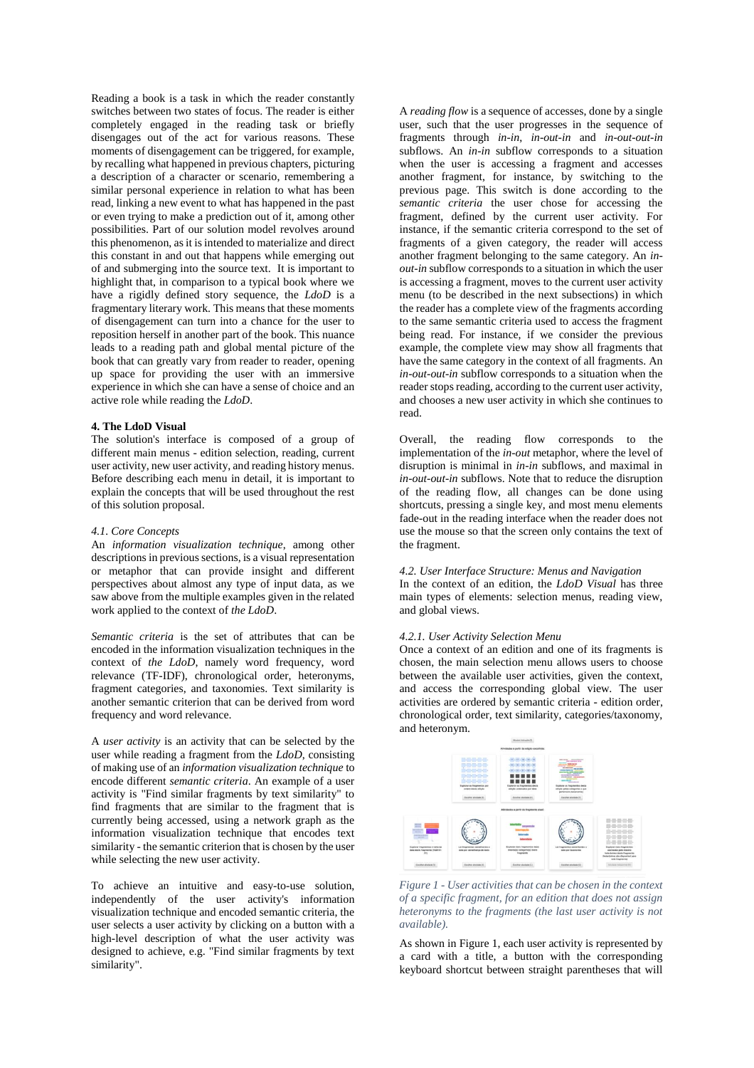Reading a book is a task in which the reader constantly switches between two states of focus. The reader is either completely engaged in the reading task or briefly disengages out of the act for various reasons. These moments of disengagement can be triggered, for example, by recalling what happened in previous chapters, picturing a description of a character or scenario, remembering a similar personal experience in relation to what has been read, linking a new event to what has happened in the past or even trying to make a prediction out of it, among other possibilities. Part of our solution model revolves around this phenomenon, as it is intended to materialize and direct this constant in and out that happens while emerging out of and submerging into the source text. It is important to highlight that, in comparison to a typical book where we have a rigidly defined story sequence, the *LdoD* is a fragmentary literary work. This means that these moments of disengagement can turn into a chance for the user to reposition herself in another part of the book. This nuance leads to a reading path and global mental picture of the book that can greatly vary from reader to reader, opening up space for providing the user with an immersive experience in which she can have a sense of choice and an active role while reading the *LdoD*.

**4. The LdoD Visual**

The solution's interface is composed of a group of different main menus - edition selection, reading, current user activity, new user activity, and reading history menus. Before describing each menu in detail, it is important to explain the concepts that will be used throughout the rest of this solution proposal.

*4.1. Core Concepts*

An *information visualization technique*, among other descriptions in previous sections, is a visual representation or metaphor that can provide insight and different perspectives about almost any type of input data, as we saw above from the multiple examples given in the related work applied to the context of *the LdoD*.

*Semantic criteria* is the set of attributes that can be encoded in the information visualization techniques in the context of *the LdoD*, namely word frequency, word relevance (TF-IDF), chronological order, heteronyms, fragment categories, and taxonomies. Text similarity is another semantic criterion that can be derived from word frequency and word relevance.

A *user activity* is an activity that can be selected by the user while reading a fragment from the *LdoD*, consisting of making use of an *information visualization technique* to encode different *semantic criteria*. An example of a user activity is "Find similar fragments by text similarity" to find fragments that are similar to the fragment that is currently being accessed, using a network graph as the information visualization technique that encodes text similarity - the semantic criterion that is chosen by the user while selecting the new user activity.

To achieve an intuitive and easy-to-use solution, independently of the user activity's information visualization technique and encoded semantic criteria, the user selects a user activity by clicking on a button with a high-level description of what the user activity was designed to achieve, e.g. "Find similar fragments by text similarity".

A *reading flow* is a sequence of accesses, done by a single user, such that the user progresses in the sequence of fragments through *in-in*, *in-out-in* and *in-out-out-in* subflows. An *in-in* subflow corresponds to a situation when the user is accessing a fragment and accesses another fragment, for instance, by switching to the previous page. This switch is done according to the *semantic criteria* the user chose for accessing the fragment, defined by the current user activity. For instance, if the semantic criteria correspond to the set of fragments of a given category, the reader will access another fragment belonging to the same category. An *in-out-in* subflow corresponds to a situation in which the user is accessing a fragment, moves to the current user activity menu (to be described in the next subsections) in which the reader has a complete view of the fragments according to the same semantic criteria used to access the fragment being read. For instance, if we consider the previous example, the complete view may show all fragments that have the same category in the context of all fragments. An *in-out-out-in* subflow corresponds to a situation when the reader stops reading, according to the current user activity, and chooses a new user activity in which she continues to read.

Overall, the reading flow corresponds to the implementation of the *in-out* metaphor, where the level of disruption is minimal in *in-in* subflows, and maximal in *in-out-out-in* subflows. Note that to reduce the disruption of the reading flow, all changes can be done using shortcuts, pressing a single key, and most menu elements fade-out in the reading interface when the reader does not use the mouse so that the screen only contains the text of the fragment.

*4.2. User Interface Structure: Menus and Navigation*

In the context of an edition, the *LdoD Visual* has three main types of elements: selection menus, reading view, and global views.

*4.2.1. User Activity Selection Menu*

Once a context of an edition and one of its fragments is chosen, the main selection menu allows users to choose between the available user activities, given the context, and access the corresponding global view. The user activities are ordered by semantic criteria - edition order, chronological order, text similarity, categories/taxonomy, and heteronym.

*Figure 1 - User activities that can be chosen in the context of a specific fragment, for an edition that does not assign heteronyms to the fragments (the last user activity is not available).*

As shown in Figure 1, each user activity is represented by a card with a title, a button with the corresponding keyboard shortcut between straight parentheses that will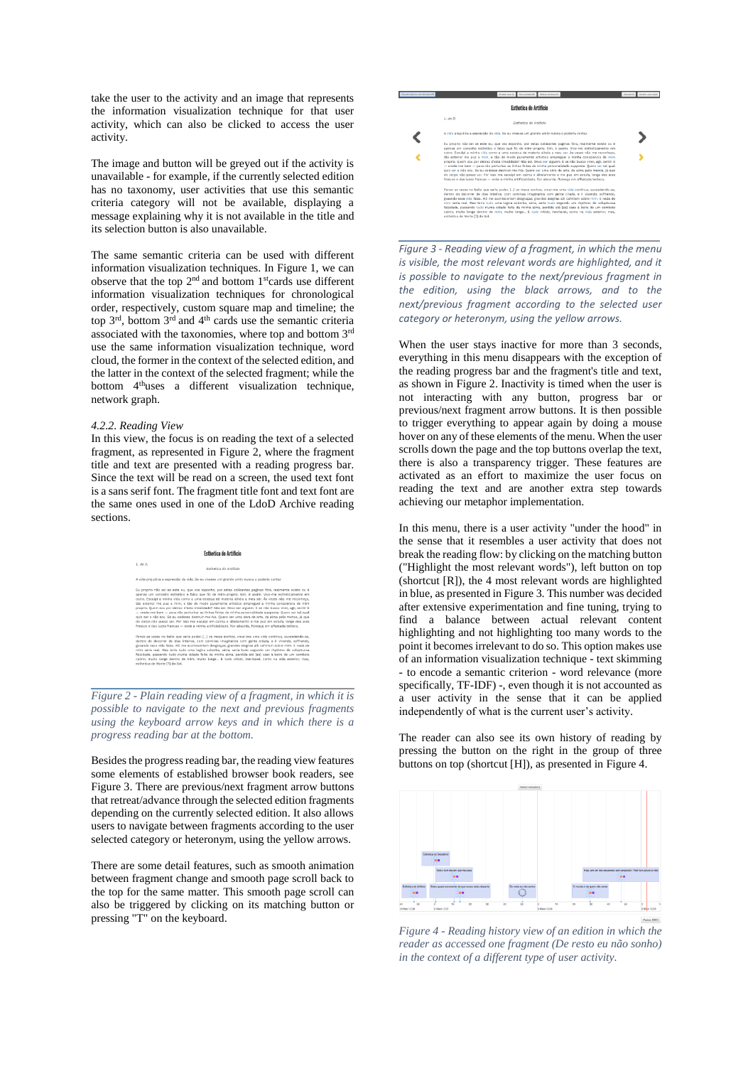take the user to the activity and an image that represents the information visualization technique for that user activity, which can also be clicked to access the user activity.

The image and button will be greyed out if the activity is unavailable - for example, if the currently selected edition has no taxonomy, user activities that use this semantic criteria category will not be available, displaying a message explaining why it is not available in the title and its selection button is also unavailable.

The same semantic criteria can be used with different information visualization techniques. In Figure 1, we can observe that the top 2nd and bottom 1st cards use different information visualization techniques for chronological order, respectively, custom square map and timeline; the top 3rd, bottom 3rd and 4th cards use the semantic criteria associated with the taxonomies, where top and bottom 3rd use the same information visualization technique, word cloud, the former in the context of the selected edition, and the latter in the context of the selected fragment; while the bottom 4th uses a different visualization technique, network graph.

*4.2.2. Reading View*

In this view, the focus is on reading the text of a selected fragment, as represented in Figure 2, where the fragment title and text are presented with a reading progress bar. Since the text will be read on a screen, the used text font is a sans serif font. The fragment title font and text font are the same ones used in one of the LdoD Archive reading sections.

*Figure 2 - Plain reading view of a fragment, in which it is possible to navigate to the next and previous fragments using the keyboard arrow keys and in which there is a progress reading bar at the bottom.*

Besides the progress reading bar, the reading view features some elements of established browser book readers, see Figure 3. There are previous/next fragment arrow buttons that retreat/advance through the selected edition fragments depending on the currently selected edition. It also allows users to navigate between fragments according to the user selected category or heteronym, using the yellow arrows.

There are some detail features, such as smooth animation between fragment change and smooth page scroll back to the top for the same matter. This smooth page scroll can also be triggered by clicking on its matching button or pressing "T" on the keyboard.

*Figure 3 - Reading view of a fragment, in which the menu is visible, the most relevant words are highlighted, and it is possible to navigate to the next/previous fragment in the edition, using the black arrows, and to the next/previous fragment according to the selected user category or heteronym, using the yellow arrows.*

When the user stays inactive for more than 3 seconds, everything in this menu disappears with the exception of the reading progress bar and the fragment's title and text, as shown in Figure 2. Inactivity is timed when the user is not interacting with any button, progress bar or previous/next fragment arrow buttons. It is then possible to trigger everything to appear again by doing a mouse hover on any of these elements of the menu. When the user scrolls down the page and the top buttons overlap the text, there is also a transparency trigger. These features are activated as an effort to maximize the user focus on reading the text and are another extra step towards achieving our metaphor implementation.

In this menu, there is a user activity "under the hood" in the sense that it resembles a user activity that does not break the reading flow: by clicking on the matching button ("Highlight the most relevant words"), left button on top (shortcut [R]), the 4 most relevant words are highlighted in blue, as presented in Figure 3. This number was decided after extensive experimentation and fine tuning, trying to find a balance between actual relevant content highlighting and not highlighting too many words to the point it becomes irrelevant to do so. This option makes use of an information visualization technique - text skimming - to encode a semantic criterion - word relevance (more specifically, TF-IDF) -, even though it is not accounted as a user activity in the sense that it can be applied independently of what is the current user's activity.

The reader can also see its own history of reading by pressing the button on the right in the group of three buttons on top (shortcut [H]), as presented in Figure 4.

*Figure 4 - Reading history view of an edition in which the reader as accessed one fragment (De resto eu não sonho) in the context of a different type of user activity.*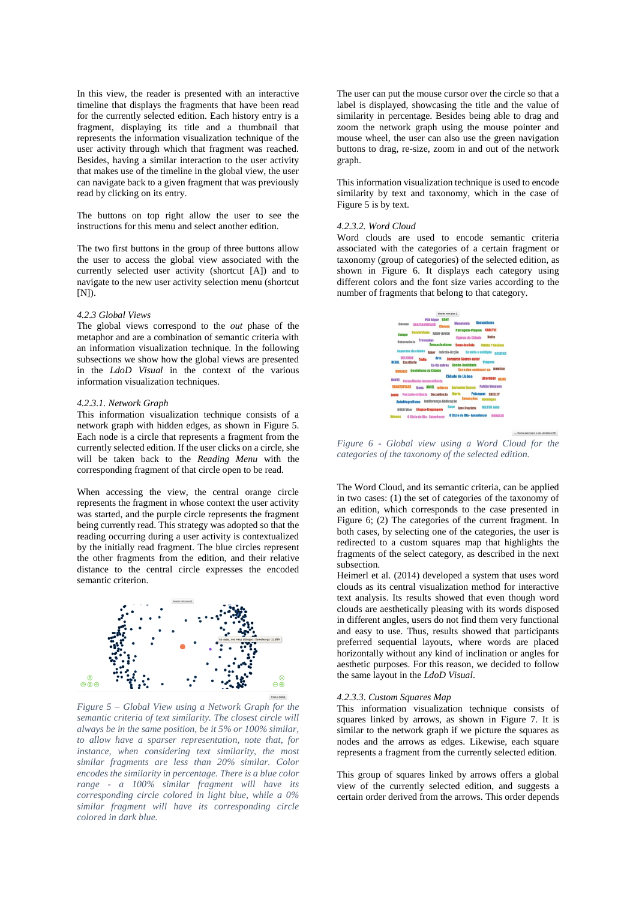In this view, the reader is presented with an interactive timeline that displays the fragments that have been read for the currently selected edition. Each history entry is a fragment, displaying its title and a thumbnail that represents the information visualization technique of the user activity through which that fragment was reached. Besides, having a similar interaction to the user activity that makes use of the timeline in the global view, the user can navigate back to a given fragment that was previously read by clicking on its entry.

The buttons on top right allow the user to see the instructions for this menu and select another edition.

The two first buttons in the group of three buttons allow the user to access the global view associated with the currently selected user activity (shortcut [A]) and to navigate to the new user activity selection menu (shortcut [N]).

*4.2.3 Global Views*

The global views correspond to the *out* phase of the metaphor and are a combination of semantic criteria with an information visualization technique. In the following subsections we show how the global views are presented in the *LdoD Visual* in the context of the various information visualization techniques.

*4.2.3.1. Network Graph*

This information visualization technique consists of a network graph with hidden edges, as shown in Figure 5. Each node is a circle that represents a fragment from the currently selected edition. If the user clicks on a circle, she will be taken back to the *Reading Menu* with the corresponding fragment of that circle open to be read.

When accessing the view, the central orange circle represents the fragment in whose context the user activity was started, and the purple circle represents the fragment being currently read. This strategy was adopted so that the reading occurring during a user activity is contextualized by the initially read fragment. The blue circles represent the other fragments from the edition, and their relative distance to the central circle expresses the encoded semantic criterion.

*Figure 5 – Global View using a Network Graph for the semantic criteria of text similarity. The closest circle will always be in the same position, be it 5% or 100% similar, to allow have a sparser representation, note that, for instance, when considering text similarity, the most similar fragments are less than 20% similar. Color encodes the similarity in percentage. There is a blue color range - a 100% similar fragment will have its corresponding circle colored in light blue, while a 0% similar fragment will have its corresponding circle colored in dark blue.*

The user can put the mouse cursor over the circle so that a label is displayed, showcasing the title and the value of similarity in percentage. Besides being able to drag and zoom the network graph using the mouse pointer and mouse wheel, the user can also use the green navigation buttons to drag, re-size, zoom in and out of the network graph.

This information visualization technique is used to encode similarity by text and taxonomy, which in the case of Figure 5 is by text.

*4.2.3.2. Word Cloud*

Word clouds are used to encode semantic criteria associated with the categories of a certain fragment or taxonomy (group of categories) of the selected edition, as shown in Figure 6. It displays each category using different colors and the font size varies according to the number of fragments that belong to that category.

*Figure 6 - Global view using a Word Cloud for the categories of the taxonomy of the selected edition.*

The Word Cloud, and its semantic criteria, can be applied in two cases: (1) the set of categories of the taxonomy of an edition, which corresponds to the case presented in Figure 6; (2) The categories of the current fragment. In both cases, by selecting one of the categories, the user is redirected to a custom squares map that highlights the fragments of the select category, as described in the next subsection.

Heimerl et al. (2014) developed a system that uses word clouds as its central visualization method for interactive text analysis. Its results showed that even though word clouds are aesthetically pleasing with its words disposed in different angles, users do not find them very functional and easy to use. Thus, results showed that participants preferred sequential layouts, where words are placed horizontally without any kind of inclination or angles for aesthetic purposes. For this reason, we decided to follow the same layout in the *LdoD Visual*.

*4.2.3.3. Custom Squares Map*

This information visualization technique consists of squares linked by arrows, as shown in Figure 7. It is similar to the network graph if we picture the squares as nodes and the arrows as edges. Likewise, each square represents a fragment from the currently selected edition.

This group of squares linked by arrows offers a global view of the currently selected edition, and suggests a certain order derived from the arrows. This order depends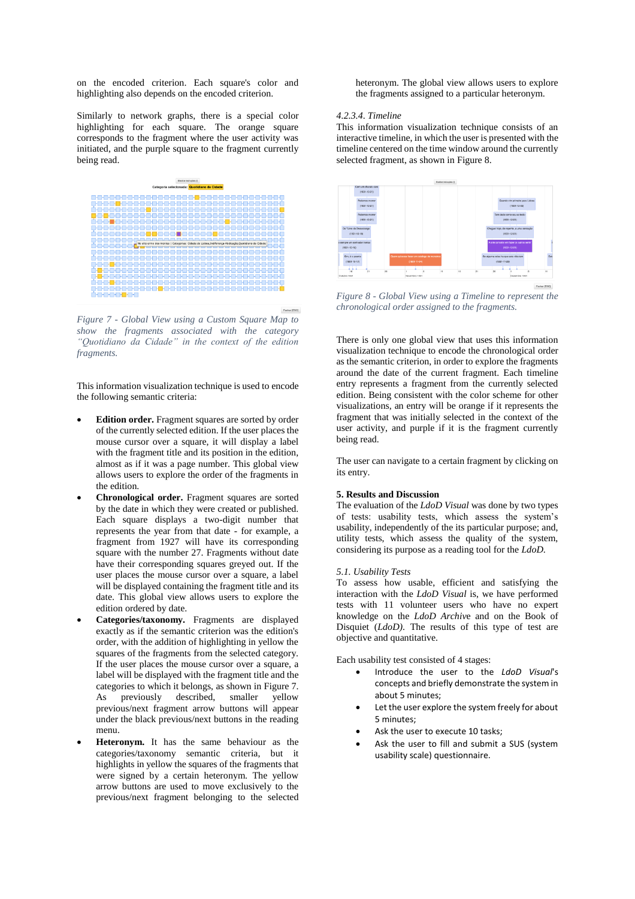on the encoded criterion. Each square's color and highlighting also depends on the encoded criterion.

Similarly to network graphs, there is a special color highlighting for each square. The orange square corresponds to the fragment where the user activity was initiated, and the purple square to the fragment currently being read.

*Figure 7 - Global View using a Custom Square Map to show the fragments associated with the category "Quotidiano da Cidade" in the context of the edition fragments.*

This information visualization technique is used to encode the following semantic criteria:

- **Edition order.** Fragment squares are sorted by order of the currently selected edition. If the user places the mouse cursor over a square, it will display a label with the fragment title and its position in the edition, almost as if it was a page number. This global view allows users to explore the order of the fragments in the edition.
- **Chronological order.** Fragment squares are sorted by the date in which they were created or published. Each square displays a two-digit number that represents the year from that date - for example, a fragment from 1927 will have its corresponding square with the number 27. Fragments without date have their corresponding squares greyed out. If the user places the mouse cursor over a square, a label will be displayed containing the fragment title and its date. This global view allows users to explore the edition ordered by date.
- **Categories/taxonomy.** Fragments are displayed exactly as if the semantic criterion was the edition's order, with the addition of highlighting in yellow the squares of the fragments from the selected category. If the user places the mouse cursor over a square, a label will be displayed with the fragment title and the categories to which it belongs, as shown in Figure 7. As previously described, smaller yellow previous/next fragment arrow buttons will appear under the black previous/next buttons in the reading menu.
- **Heteronym.** It has the same behaviour as the categories/taxonomy semantic criteria, but it highlights in yellow the squares of the fragments that were signed by a certain heteronym. The yellow arrow buttons are used to move exclusively to the previous/next fragment belonging to the selected heteronym. The global view allows users to explore the fragments assigned to a particular heteronym.

*4.2.3.4. Timeline*

This information visualization technique consists of an interactive timeline, in which the user is presented with the timeline centered on the time window around the currently selected fragment, as shown in Figure 8.

*Figure 8 - Global View using a Timeline to represent the chronological order assigned to the fragments.*

There is only one global view that uses this information visualization technique to encode the chronological order as the semantic criterion, in order to explore the fragments around the date of the current fragment. Each timeline entry represents a fragment from the currently selected edition. Being consistent with the color scheme for other visualizations, an entry will be orange if it represents the fragment that was initially selected in the context of the user activity, and purple if it is the fragment currently being read.

The user can navigate to a certain fragment by clicking on its entry.

## 5. Results and Discussion

The evaluation of the *LdoD Visual* was done by two types of tests: usability tests, which assess the system's usability, independently of the its particular purpose; and, utility tests, which assess the quality of the system, considering its purpose as a reading tool for the *LdoD.*

### *5.1. Usability Tests*

To assess how usable, efficient and satisfying the interaction with the *LdoD Visual* is, we have performed tests with 11 volunteer users who have no expert knowledge on the *LdoD Archive* and on the Book of Disquiet (*LdoD).* The results of this type of test are objective and quantitative.

Each usability test consisted of 4 stages:

- Introduce the user to the *LdoD Visual*'s concepts and briefly demonstrate the system in about 5 minutes;
- Let the user explore the system freely for about 5 minutes;
- Ask the user to execute 10 tasks;
- Ask the user to fill and submit a SUS (system usability scale) questionnaire.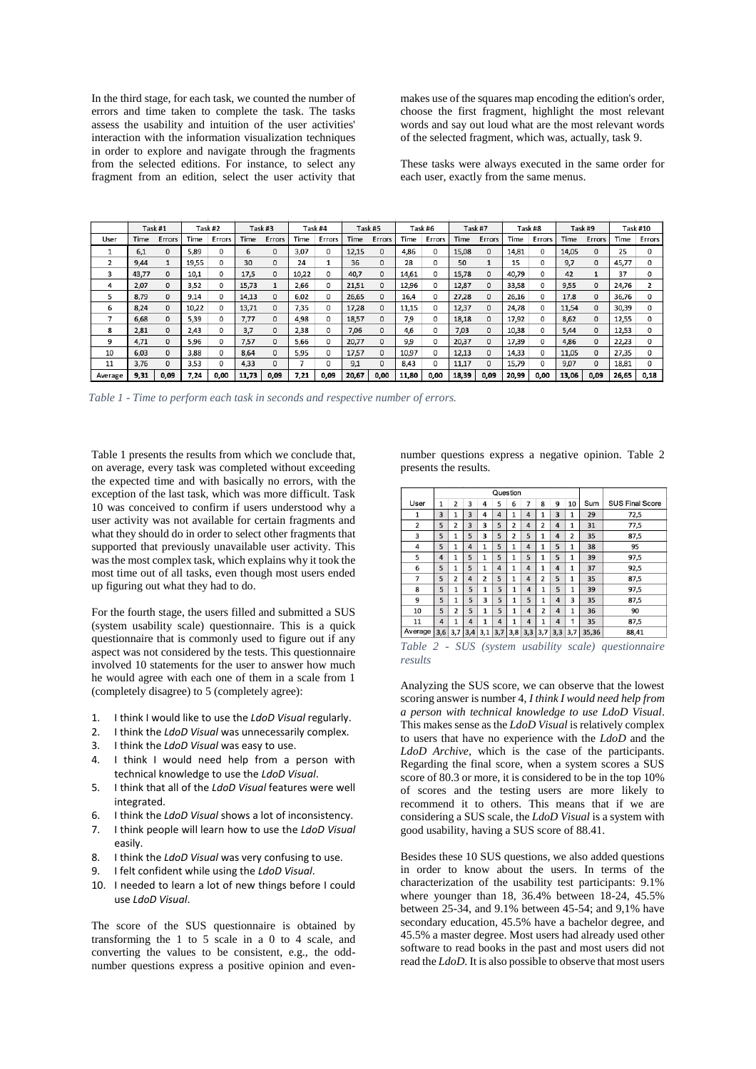In the third stage, for each task, we counted the number of errors and time taken to complete the task. The tasks assess the usability and intuition of the user activities' interaction with the information visualization techniques in order to explore and navigate through the fragments from the selected editions. For instance, to select any fragment from an edition, select the user activity that makes use of the squares map encoding the edition's order, choose the first fragment, highlight the most relevant words and say out loud what are the most relevant words of the selected fragment, which was, actually, task 9.

These tasks were always executed in the same order for each user, exactly from the same menus.

| | Task #1 | | Task #2 | | Task #3 | | Task #4 | | Task #5 | | Task #6 | | Task #7 | | Task #8 | | Task #9 | | Task #10 | |
|---|---|---|---|---|---|---|---|---|---|---|---|---|---|---|---|---|---|---|---|---|
| User | Time | Errors | Time | Errors | Time | Errors | Time | Errors | Time | Errors | Time | Errors | Time | Errors | Time | Errors | Time | Errors | Time | Errors |
| 1 | 6,1 | 0 | 5,89 | 0 | 6 | 0 | 3,07 | 0 | 12,15 | 0 | 4,86 | 0 | 15,08 | 0 | 14,81 | 0 | 14,05 | 0 | 25 | 0 |
| 2 | 9,44 | 1 | 19,55 | 0 | 30 | 0 | 24 | 1 | 36 | 0 | 28 | 0 | 50 | 1 | 15 | 0 | 9,7 | 0 | 45,77 | 0 |
| 3 | 43,77 | 0 | 10,1 | 0 | 17,5 | 0 | 10,22 | 0 | 40,7 | 0 | 14,61 | 0 | 15,78 | 0 | 40,79 | 0 | 42 | 1 | 37 | 0 |
| 4 | 2,07 | 0 | 3,52 | 0 | 15,73 | 1 | 2,66 | 0 | 21,51 | 0 | 12,96 | 0 | 12,87 | 0 | 33,58 | 0 | 9,55 | 0 | 24,76 | 2 |
| 5 | 8,79 | 0 | 9,14 | 0 | 14,13 | 0 | 6,02 | 0 | 26,65 | 0 | 16,4 | 0 | 27,28 | 0 | 26,16 | 0 | 17,8 | 0 | 36,76 | 0 |
| 6 | 8,24 | 0 | 10,22 | 0 | 13,71 | 0 | 7,35 | 0 | 17,28 | 0 | 11,15 | 0 | 12,37 | 0 | 24,78 | 0 | 11,54 | 0 | 30,39 | 0 |
| 7 | 6,68 | 0 | 5,39 | 0 | 7,77 | 0 | 4,98 | 0 | 18,57 | 0 | 7,9 | 0 | 18,18 | 0 | 17,92 | 0 | 8,62 | 0 | 12,55 | 0 |
| 8 | 2,81 | 0 | 2,43 | 0 | 3,7 | 0 | 2,38 | 0 | 7,06 | 0 | 4,6 | 0 | 7,03 | 0 | 10,38 | 0 | 5,44 | 0 | 12,53 | 0 |
| 9 | 4,71 | 0 | 5,96 | 0 | 7,57 | 0 | 5,66 | 0 | 20,77 | 0 | 9,9 | 0 | 20,37 | 0 | 17,39 | 0 | 4,86 | 0 | 22,23 | 0 |
| 10 | 6,03 | 0 | 3,88 | 0 | 8,64 | 0 | 5,95 | 0 | 17,57 | 0 | 10,97 | 0 | 12,13 | 0 | 14,33 | 0 | 11,05 | 0 | 27,35 | 0 |
| 11 | 3,76 | 0 | 3,53 | 0 | 4,33 | 0 | 7 | 0 | 9,1 | 0 | 8,43 | 0 | 11,17 | 0 | 15,79 | 0 | 9,07 | 0 | 18,81 | 0 |
| Average | 9,31 | 0,09 | 7,24 | 0,00 | 11,73 | 0,09 | 7,21 | 0,09 | 20,67 | 0,00 | 11,80 | 0,00 | 18,39 | 0,09 | 20,99 | 0,00 | 13,06 | 0,09 | 26,65 | 0,18 |

*Table 1 - Time to perform each task in seconds and respective number of errors.*

Table 1 presents the results from which we conclude that, on average, every task was completed without exceeding the expected time and with basically no errors, with the exception of the last task, which was more difficult. Task 10 was conceived to confirm if users understood why a user activity was not available for certain fragments and what they should do in order to select other fragments that supported that previously unavailable user activity. This was the most complex task, which explains why it took the most time out of all tasks, even though most users ended up figuring out what they had to do.

For the fourth stage, the users filled and submitted a SUS (system usability scale) questionnaire. This is a quick questionnaire that is commonly used to figure out if any aspect was not considered by the tests. This questionnaire involved 10 statements for the user to answer how much he would agree with each one of them in a scale from 1 (completely disagree) to 5 (completely agree):

1. I think I would like to use the *LdoD Visual* regularly.
2. I think the *LdoD Visual* was unnecessarily complex.
3. I think the *LdoD Visual* was easy to use.
4. I think I would need help from a person with technical knowledge to use the *LdoD Visual*.
5. I think that all of the *LdoD Visual* features were well integrated.
6. I think the *LdoD Visual* shows a lot of inconsistency.
7. I think people will learn how to use the *LdoD Visual* easily.
8. I think the *LdoD Visual* was very confusing to use.
9. I felt confident while using the *LdoD Visual*.
10. I needed to learn a lot of new things before I could use *LdoD Visual*.

The score of the SUS questionnaire is obtained by transforming the 1 to 5 scale in a 0 to 4 scale, and converting the values to be consistent, e.g., the odd-number questions express a positive opinion and even-number questions express a negative opinion. Table 2 presents the results.

| | Question | | | | | | | | | | | |
|---|---|---|---|---|---|---|---|---|---|---|---|---|
| User | 1 | 2 | 3 | 4 | 5 | 6 | 7 | 8 | 9 | 10 | Sum | SUS Final Score |
| 1 | 3 | 1 | 3 | 4 | 4 | 1 | 4 | 1 | 3 | 1 | 29 | 72,5 |
| 2 | 5 | 2 | 3 | 3 | 5 | 2 | 4 | 2 | 4 | 1 | 31 | 77,5 |
| 3 | 5 | 1 | 5 | 3 | 5 | 2 | 5 | 1 | 4 | 2 | 35 | 87,5 |
| 4 | 5 | 1 | 4 | 1 | 5 | 1 | 4 | 1 | 5 | 1 | 38 | 95 |
| 5 | 4 | 1 | 5 | 1 | 5 | 1 | 5 | 1 | 5 | 1 | 39 | 97,5 |
| 6 | 5 | 1 | 5 | 1 | 4 | 1 | 4 | 1 | 4 | 1 | 37 | 92,5 |
| 7 | 5 | 2 | 4 | 2 | 5 | 1 | 4 | 2 | 5 | 1 | 35 | 87,5 |
| 8 | 5 | 1 | 5 | 1 | 5 | 1 | 4 | 1 | 5 | 1 | 39 | 97,5 |
| 9 | 5 | 1 | 5 | 3 | 5 | 1 | 5 | 1 | 4 | 3 | 35 | 87,5 |
| 10 | 5 | 2 | 5 | 1 | 5 | 1 | 4 | 2 | 4 | 1 | 36 | 90 |
| 11 | 4 | 1 | 4 | 1 | 4 | 1 | 4 | 1 | 4 | 1 | 35 | 87,5 |
| Average | 3,6 | 3,7 | 3,4 | 3,1 | 3,7 | 3,8 | 3,3 | 3,7 | 3,3 | 3,7 | 35,36 | 88,41 |

*Table 2 - SUS (system usability scale) questionnaire results*

Analyzing the SUS score, we can observe that the lowest scoring answer is number 4, *I think I would need help from a person with technical knowledge to use LdoD Visual*. This makes sense as the *LdoD Visual* is relatively complex to users that have no experience with the *LdoD* and the *LdoD Archive*, which is the case of the participants. Regarding the final score, when a system scores a SUS score of 80.3 or more, it is considered to be in the top 10% of scores and the testing users are more likely to recommend it to others. This means that if we are considering a SUS scale, the *LdoD Visual* is a system with good usability, having a SUS score of 88.41.

Besides these 10 SUS questions, we also added questions in order to know about the users. In terms of the characterization of the usability test participants: 9.1% where younger than 18, 36.4% between 18-24, 45.5% between 25-34, and 9.1% between 45-54; and 9,1% have secondary education, 45.5% have a bachelor degree, and 45.5% a master degree. Most users had already used other software to read books in the past and most users did not read the *LdoD*. It is also possible to observe that most users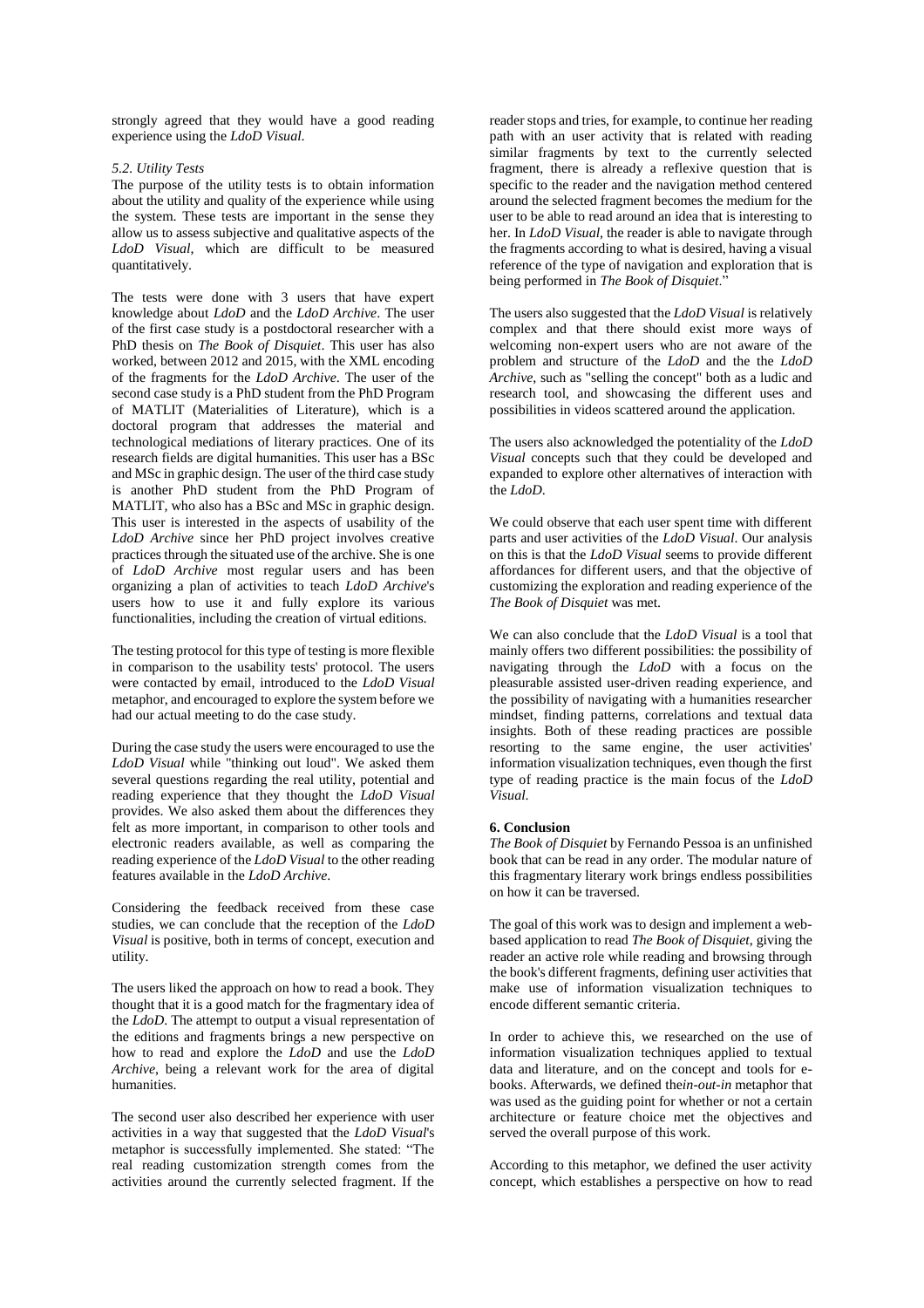strongly agreed that they would have a good reading experience using the *LdoD Visual*.

### *5.2. Utility Tests*

The purpose of the utility tests is to obtain information about the utility and quality of the experience while using the system. These tests are important in the sense they allow us to assess subjective and qualitative aspects of the *LdoD Visual*, which are difficult to be measured quantitatively.

The tests were done with 3 users that have expert knowledge about *LdoD* and the *LdoD Archive*. The user of the first case study is a postdoctoral researcher with a PhD thesis on *The Book of Disquiet*. This user has also worked, between 2012 and 2015, with the XML encoding of the fragments for the *LdoD Archive*. The user of the second case study is a PhD student from the PhD Program of MATLIT (Materialities of Literature), which is a doctoral program that addresses the material and technological mediations of literary practices. One of its research fields are digital humanities. This user has a BSc and MSc in graphic design. The user of the third case study is another PhD student from the PhD Program of MATLIT, who also has a BSc and MSc in graphic design. This user is interested in the aspects of usability of the *LdoD Archive* since her PhD project involves creative practices through the situated use of the archive. She is one of *LdoD Archive* most regular users and has been organizing a plan of activities to teach *LdoD Archive*'s users how to use it and fully explore its various functionalities, including the creation of virtual editions.

The testing protocol for this type of testing is more flexible in comparison to the usability tests' protocol. The users were contacted by email, introduced to the *LdoD Visual* metaphor, and encouraged to explore the system before we had our actual meeting to do the case study.

During the case study the users were encouraged to use the *LdoD Visual* while "thinking out loud". We asked them several questions regarding the real utility, potential and reading experience that they thought the *LdoD Visual* provides. We also asked them about the differences they felt as more important, in comparison to other tools and electronic readers available, as well as comparing the reading experience of the *LdoD Visual* to the other reading features available in the *LdoD Archive*.

Considering the feedback received from these case studies, we can conclude that the reception of the *LdoD Visual* is positive, both in terms of concept, execution and utility.

The users liked the approach on how to read a book. They thought that it is a good match for the fragmentary idea of the *LdoD*. The attempt to output a visual representation of the editions and fragments brings a new perspective on how to read and explore the *LdoD* and use the *LdoD Archive*, being a relevant work for the area of digital humanities.

The second user also described her experience with user activities in a way that suggested that the *LdoD Visual*'s metaphor is successfully implemented. She stated: "The real reading customization strength comes from the activities around the currently selected fragment. If the reader stops and tries, for example, to continue her reading path with an user activity that is related with reading similar fragments by text to the currently selected fragment, there is already a reflexive question that is specific to the reader and the navigation method centered around the selected fragment becomes the medium for the user to be able to read around an idea that is interesting to her. In *LdoD Visual*, the reader is able to navigate through the fragments according to what is desired, having a visual reference of the type of navigation and exploration that is being performed in *The Book of Disquiet*."

The users also suggested that the *LdoD Visual* is relatively complex and that there should exist more ways of welcoming non-expert users who are not aware of the problem and structure of the *LdoD* and the the *LdoD Archive*, such as "selling the concept" both as a ludic and research tool, and showcasing the different uses and possibilities in videos scattered around the application.

The users also acknowledged the potentiality of the *LdoD Visual* concepts such that they could be developed and expanded to explore other alternatives of interaction with the *LdoD*.

We could observe that each user spent time with different parts and user activities of the *LdoD Visual*. Our analysis on this is that the *LdoD Visual* seems to provide different affordances for different users, and that the objective of customizing the exploration and reading experience of the *The Book of Disquiet* was met.

We can also conclude that the *LdoD Visual* is a tool that mainly offers two different possibilities: the possibility of navigating through the *LdoD* with a focus on the pleasurable assisted user-driven reading experience, and the possibility of navigating with a humanities researcher mindset, finding patterns, correlations and textual data insights. Both of these reading practices are possible resorting to the same engine, the user activities' information visualization techniques, even though the first type of reading practice is the main focus of the *LdoD Visual*.

## 6. Conclusion

*The Book of Disquiet* by Fernando Pessoa is an unfinished book that can be read in any order. The modular nature of this fragmentary literary work brings endless possibilities on how it can be traversed.

The goal of this work was to design and implement a web-based application to read *The Book of Disquiet*, giving the reader an active role while reading and browsing through the book's different fragments, defining user activities that make use of information visualization techniques to encode different semantic criteria.

In order to achieve this, we researched on the use of information visualization techniques applied to textual data and literature, and on the concept and tools for e-books. Afterwards, we defined the*in-out-in* metaphor that was used as the guiding point for whether or not a certain architecture or feature choice met the objectives and served the overall purpose of this work.

According to this metaphor, we defined the user activity concept, which establishes a perspective on how to read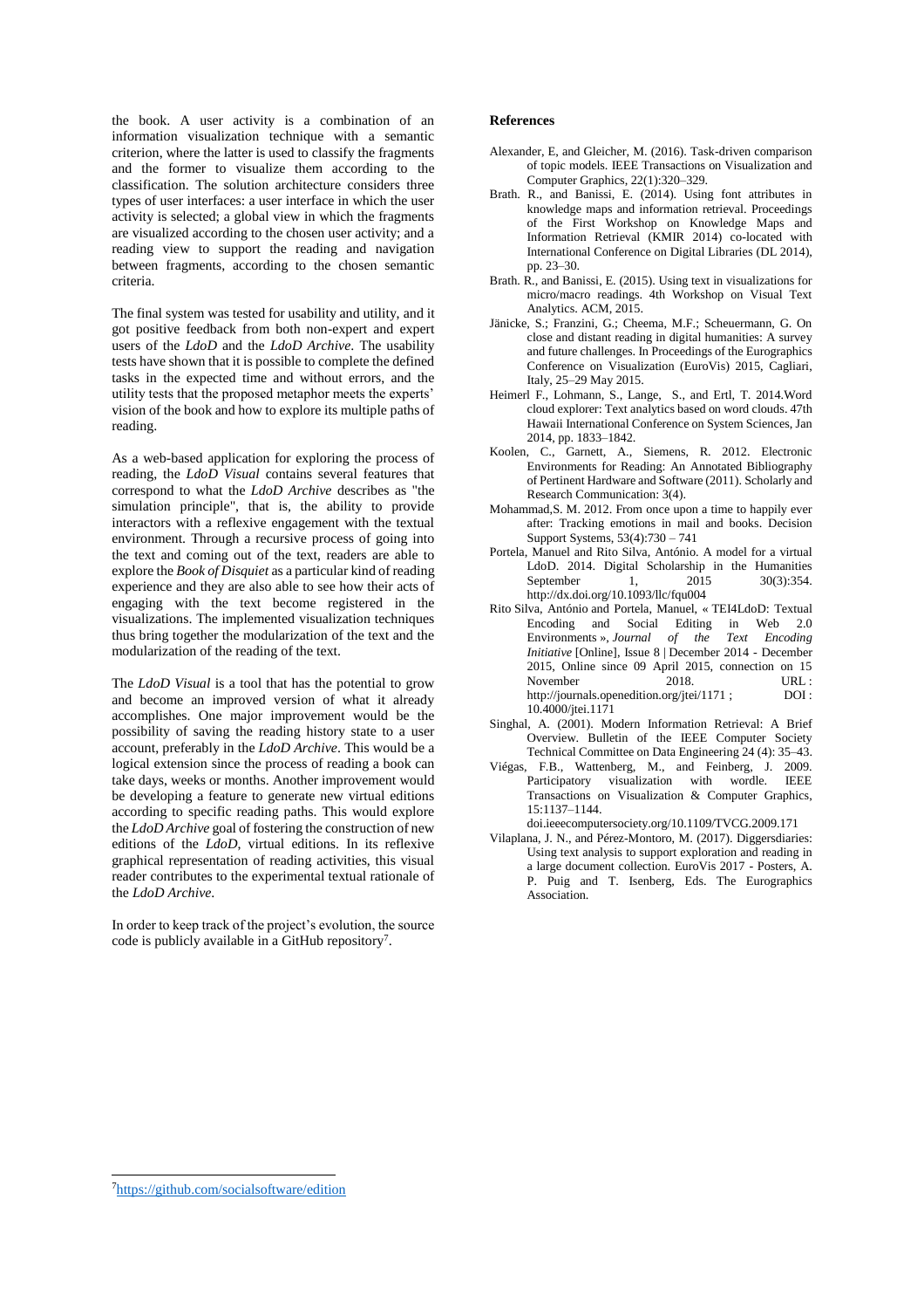the book. A user activity is a combination of an information visualization technique with a semantic criterion, where the latter is used to classify the fragments and the former to visualize them according to the classification. The solution architecture considers three types of user interfaces: a user interface in which the user activity is selected; a global view in which the fragments are visualized according to the chosen user activity; and a reading view to support the reading and navigation between fragments, according to the chosen semantic criteria.

The final system was tested for usability and utility, and it got positive feedback from both non-expert and expert users of the *LdoD* and the *LdoD Archive*. The usability tests have shown that it is possible to complete the defined tasks in the expected time and without errors, and the utility tests that the proposed metaphor meets the experts' vision of the book and how to explore its multiple paths of reading.

As a web-based application for exploring the process of reading, the *LdoD Visual* contains several features that correspond to what the *LdoD Archive* describes as "the simulation principle", that is, the ability to provide interactors with a reflexive engagement with the textual environment. Through a recursive process of going into the text and coming out of the text, readers are able to explore the *Book of Disquiet* as a particular kind of reading experience and they are also able to see how their acts of engaging with the text become registered in the visualizations. The implemented visualization techniques thus bring together the modularization of the text and the modularization of the reading of the text.

The *LdoD Visual* is a tool that has the potential to grow and become an improved version of what it already accomplishes. One major improvement would be the possibility of saving the reading history state to a user account, preferably in the *LdoD Archive*. This would be a logical extension since the process of reading a book can take days, weeks or months. Another improvement would be developing a feature to generate new virtual editions according to specific reading paths. This would explore the *LdoD Archive* goal of fostering the construction of new editions of the *LdoD*, virtual editions. In its reflexive graphical representation of reading activities, this visual reader contributes to the experimental textual rationale of the *LdoD Archive*.

In order to keep track of the project's evolution, the source code is publicly available in a GitHub repository[7].

## References

Alexander, E, and Gleicher, M. (2016). Task-driven comparison of topic models. IEEE Transactions on Visualization and Computer Graphics, 22(1):320–329.

Brath. R., and Banissi, E. (2014). Using font attributes in knowledge maps and information retrieval. Proceedings of the First Workshop on Knowledge Maps and Information Retrieval (KMIR 2014) co-located with International Conference on Digital Libraries (DL 2014), pp. 23–30.

Brath. R., and Banissi, E. (2015). Using text in visualizations for micro/macro readings. 4th Workshop on Visual Text Analytics. ACM, 2015.

Jänicke, S.; Franzini, G.; Cheema, M.F.; Scheuermann, G. On close and distant reading in digital humanities: A survey and future challenges. In Proceedings of the Eurographics Conference on Visualization (EuroVis) 2015, Cagliari, Italy, 25–29 May 2015.

Heimerl F., Lohmann, S., Lange, S., and Ertl, T. 2014.Word cloud explorer: Text analytics based on word clouds. 47th Hawaii International Conference on System Sciences, Jan 2014, pp. 1833–1842.

Koolen, C., Garnett, A., Siemens, R. 2012. Electronic Environments for Reading: An Annotated Bibliography of Pertinent Hardware and Software (2011). Scholarly and Research Communication: 3(4).

Mohammad,S. M. 2012. From once upon a time to happily ever after: Tracking emotions in mail and books. Decision Support Systems, 53(4):730 – 741

Portela, Manuel and Rito Silva, António. A model for a virtual LdoD. 2014. Digital Scholarship in the Humanities September 1, 2015 30(3):354. http://dx.doi.org/10.1093/llc/fqu004

Rito Silva, António and Portela, Manuel, « TEI4LdoD: Textual Encoding and Social Editing in Web 2.0 Environments », *Journal of the Text Encoding Initiative* [Online], Issue 8 | December 2014 - December 2015, Online since 09 April 2015, connection on 15 November 2018. URL : http://journals.openedition.org/jtei/1171 ; DOI : 10.4000/jtei.1171

Singhal, A. (2001). Modern Information Retrieval: A Brief Overview. Bulletin of the IEEE Computer Society Technical Committee on Data Engineering 24 (4): 35–43.

Viégas, F.B., Wattenberg, M., and Feinberg, J. 2009. Participatory visualization with wordle. IEEE Transactions on Visualization & Computer Graphics, 15:1137–1144. doi.ieeecomputersociety.org/10.1109/TVCG.2009.171

Vilaplana, J. N., and Pérez-Montoro, M. (2017). Diggersdiaries: Using text analysis to support exploration and reading in a large document collection. EuroVis 2017 - Posters, A. P. Puig and T. Isenberg, Eds. The Eurographics Association.

[7]https://github.com/socialsoftware/edition